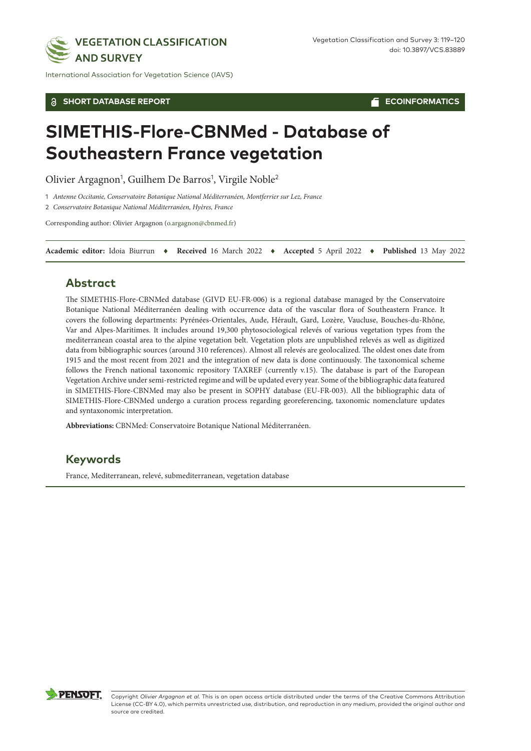SHORT DATABASE REPORT — ECOINFORMATICS

# SIMETHIS-Flore-CBNMed - Database of Southeastern France vegetation

Olivier Argagnon[1], Guilhem De Barros[1], Virgile Noble[2]

1 *Antenne Occitanie, Conservatoire Botanique National Méditerranéen, Montferrier sur Lez, France*

2 *Conservatoire Botanique National Méditerranéen, Hyères, France*

Corresponding author: Olivier Argagnon (o.argagnon@cbnmed.fr)

**Academic editor:** Idoia Biurrun ♦ **Received** 16 March 2022 ♦ **Accepted** 5 April 2022 ♦ **Published** 13 May 2022

## Abstract

The SIMETHIS-Flore-CBNMed database (GIVD EU-FR-006) is a regional database managed by the Conservatoire Botanique National Méditerranéen dealing with occurrence data of the vascular flora of Southeastern France. It covers the following departments: Pyrénées-Orientales, Aude, Hérault, Gard, Lozère, Vaucluse, Bouches-du-Rhône, Var and Alpes-Maritimes. It includes around 19,300 phytosociological relevés of various vegetation types from the mediterranean coastal area to the alpine vegetation belt. Vegetation plots are unpublished relevés as well as digitized data from bibliographic sources (around 310 references). Almost all relevés are geolocalized. The oldest ones date from 1915 and the most recent from 2021 and the integration of new data is done continuously. The taxonomical scheme follows the French national taxonomic repository TAXREF (currently v.15). The database is part of the European Vegetation Archive under semi-restricted regime and will be updated every year. Some of the bibliographic data featured in SIMETHIS-Flore-CBNMed may also be present in SOPHY database (EU-FR-003). All the bibliographic data of SIMETHIS-Flore-CBNMed undergo a curation process regarding georeferencing, taxonomic nomenclature updates and syntaxonomic interpretation.

**Abbreviations:** CBNMed: Conservatoire Botanique National Méditerranéen.

## Keywords

France, Mediterranean, relevé, submediterranean, vegetation database

Copyright *Olivier Argagnon et al.* This is an open access article distributed under the terms of the Creative Commons Attribution License (CC-BY 4.0), which permits unrestricted use, distribution, and reproduction in any medium, provided the original author and source are credited.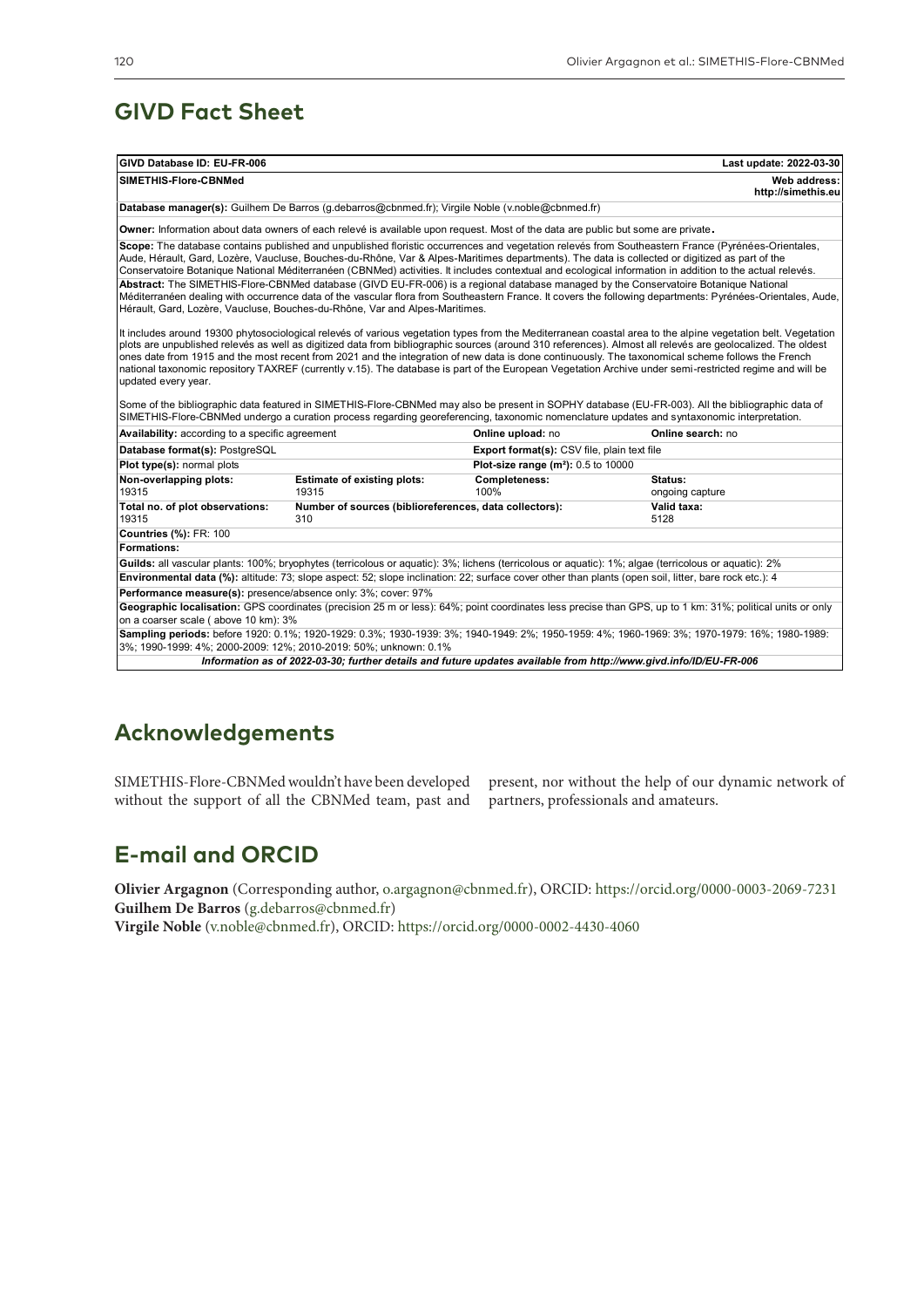## GIVD Fact Sheet

| GIVD Database ID: EU-FR-006 | | | Last update: 2022-03-30 |
|---|---|---|---|
| **SIMETHIS-Flore-CBNMed** | | | **Web address:** http://simethis.eu |
| **Database manager(s):** Guilhem De Barros (g.debarros@cbnmed.fr); Virgile Noble (v.noble@cbnmed.fr) | | | |
| **Owner:** Information about data owners of each relevé is available upon request. Most of the data are public but some are private. | | | |
| **Scope:** The database contains published and unpublished floristic occurrences and vegetation relevés from Southeastern France (Pyrénées-Orientales, Aude, Hérault, Gard, Lozère, Vaucluse, Bouches-du-Rhône, Var & Alpes-Maritimes departments). The data is collected or digitized as part of the Conservatoire Botanique National Méditerranéen (CBNMed) activities. It includes contextual and ecological information in addition to the actual relevés. | | | |
| **Abstract:** The SIMETHIS-Flore-CBNMed database (GIVD EU-FR-006) is a regional database managed by the Conservatoire Botanique National Méditerranéen dealing with occurrence data of the vascular flora from Southeastern France. It covers the following departments: Pyrénées-Orientales, Aude, Hérault, Gard, Lozère, Vaucluse, Bouches-du-Rhône, Var and Alpes-Maritimes.<br><br>It includes around 19300 phytosociological relevés of various vegetation types from the Mediterranean coastal area to the alpine vegetation belt. Vegetation plots are unpublished relevés as well as digitized data from bibliographic sources (around 310 references). Almost all relevés are geolocalized. The oldest ones date from 1915 and the most recent from 2021 and the integration of new data is done continuously. The taxonomical scheme follows the French national taxonomic repository TAXREF (currently v.15). The database is part of the European Vegetation Archive under semi-restricted regime and will be updated every year.<br><br>Some of the bibliographic data featured in SIMETHIS-Flore-CBNMed may also be present in SOPHY database (EU-FR-003). All the bibliographic data of SIMETHIS-Flore-CBNMed undergo a curation process regarding georeferencing, taxonomic nomenclature updates and syntaxonomic interpretation. | | | |
| **Availability:** according to a specific agreement | | **Online upload:** no | **Online search:** no |
| **Database format(s):** PostgreSQL | | **Export format(s):** CSV file, plain text file | |
| **Plot type(s):** normal plots | | **Plot-size range (m²):** 0.5 to 10000 | |
| **Non-overlapping plots:** 19315 | **Estimate of existing plots:** 19315 | **Completeness:** 100% | **Status:** ongoing capture |
| **Total no. of plot observations:** 19315 | **Number of sources (biblioreferences, data collectors):** 310 | | **Valid taxa:** 5128 |
| **Countries (%):** FR: 100 | | | |
| **Formations:** | | | |
| **Guilds:** all vascular plants: 100%; bryophytes (terricolous or aquatic): 3%; lichens (terricolous or aquatic): 1%; algae (terricolous or aquatic): 2% | | | |
| **Environmental data (%):** altitude: 73; slope aspect: 52; slope inclination: 22; surface cover other than plants (open soil, litter, bare rock etc.): 4 | | | |
| **Performance measure(s):** presence/absence only: 3%; cover: 97% | | | |
| **Geographic localisation:** GPS coordinates (precision 25 m or less): 64%; point coordinates less precise than GPS, up to 1 km: 31%; political units or only on a coarser scale ( above 10 km): 3% | | | |
| **Sampling periods:** before 1920: 0.1%; 1920-1929: 0.3%; 1930-1939: 3%; 1940-1949: 2%; 1950-1959: 4%; 1960-1969: 3%; 1970-1979: 16%; 1980-1989: 3%; 1990-1999: 4%; 2000-2009: 12%; 2010-2019: 50%; unknown: 0.1% | | | |
| *Information as of 2022-03-30; further details and future updates available from http://www.givd.info/ID/EU-FR-006* | | | |

## Acknowledgements

SIMETHIS-Flore-CBNMed wouldn't have been developed without the support of all the CBNMed team, past and present, nor without the help of our dynamic network of partners, professionals and amateurs.

## E-mail and ORCID

**Olivier Argagnon** (Corresponding author, o.argagnon@cbnmed.fr), ORCID: https://orcid.org/0000-0003-2069-7231
**Guilhem De Barros** (g.debarros@cbnmed.fr)
**Virgile Noble** (v.noble@cbnmed.fr), ORCID: https://orcid.org/0000-0002-4430-4060